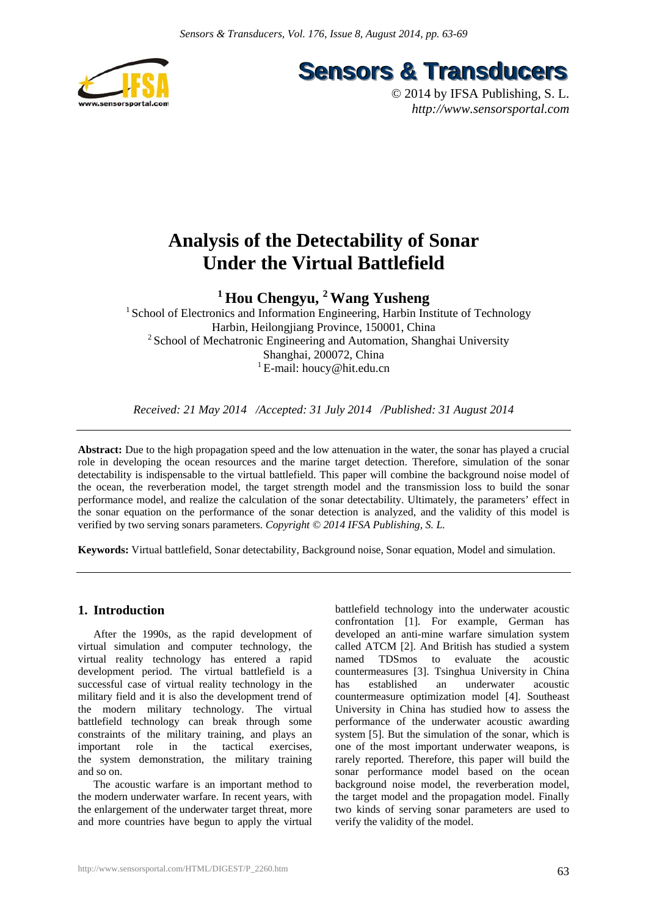# Analysis of the Detectability of Sonar Under the Virtual Battlefield

**[1] Hou Chengyu, [2] Wang Yusheng**

[1] School of Electronics and Information Engineering, Harbin Institute of Technology
Harbin, Heilongjiang Province, 150001, China
[2] School of Mechatronic Engineering and Automation, Shanghai University
Shanghai, 200072, China
[1] E-mail: houcy@hit.edu.cn

*Received: 21 May 2014 /Accepted: 31 July 2014 /Published: 31 August 2014*

**Abstract:** Due to the high propagation speed and the low attenuation in the water, the sonar has played a crucial role in developing the ocean resources and the marine target detection. Therefore, simulation of the sonar detectability is indispensable to the virtual battlefield. This paper will combine the background noise model of the ocean, the reverberation model, the target strength model and the transmission loss to build the sonar performance model, and realize the calculation of the sonar detectability. Ultimately, the parameters' effect in the sonar equation on the performance of the sonar detection is analyzed, and the validity of this model is verified by two serving sonars parameters. *Copyright © 2014 IFSA Publishing, S. L.*

**Keywords:** Virtual battlefield, Sonar detectability, Background noise, Sonar equation, Model and simulation.

## 1. Introduction

After the 1990s, as the rapid development of virtual simulation and computer technology, the virtual reality technology has entered a rapid development period. The virtual battlefield is a successful case of virtual reality technology in the military field and it is also the development trend of the modern military technology. The virtual battlefield technology can break through some constraints of the military training, and plays an important role in the tactical exercises, the system demonstration, the military training and so on.

The acoustic warfare is an important method to the modern underwater warfare. In recent years, with the enlargement of the underwater target threat, more and more countries have begun to apply the virtual battlefield technology into the underwater acoustic confrontation [1]. For example, German has developed an anti-mine warfare simulation system called ATCM [2]. And British has studied a system named TDSmos to evaluate the acoustic countermeasures [3]. Tsinghua University in China has established an underwater acoustic countermeasure optimization model [4]. Southeast University in China has studied how to assess the performance of the underwater acoustic awarding system [5]. But the simulation of the sonar, which is one of the most important underwater weapons, is rarely reported. Therefore, this paper will build the sonar performance model based on the ocean background noise model, the reverberation model, the target model and the propagation model. Finally two kinds of serving sonar parameters are used to verify the validity of the model.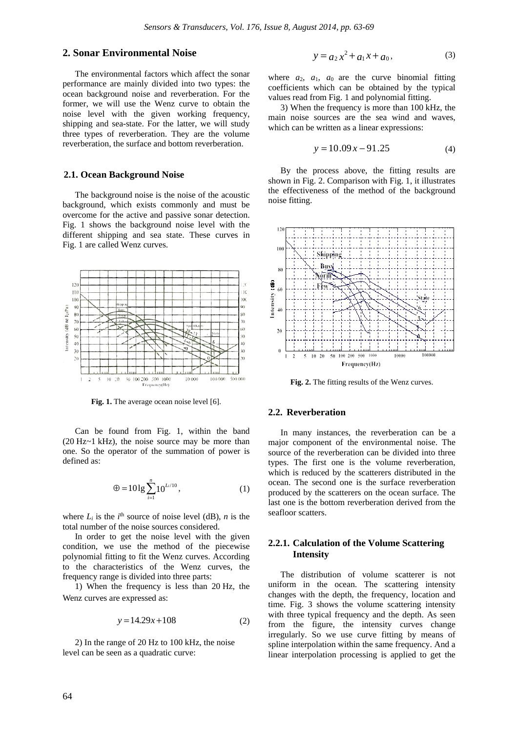## 2. Sonar Environmental Noise

The environmental factors which affect the sonar performance are mainly divided into two types: the ocean background noise and reverberation. For the former, we will use the Wenz curve to obtain the noise level with the given working frequency, shipping and sea-state. For the latter, we will study three types of reverberation. They are the volume reverberation, the surface and bottom reverberation.

### 2.1. Ocean Background Noise

The background noise is the noise of the acoustic background, which exists commonly and must be overcome for the active and passive sonar detection. Fig. 1 shows the background noise level with the different shipping and sea state. These curves in Fig. 1 are called Wenz curves.

**Fig. 1.** The average ocean noise level [6].

Can be found from Fig. 1, within the band (20 Hz~1 kHz), the noise source may be more than one. So the operator of the summation of power is defined as:

$$\oplus = 10\lg \sum_{i=1}^{n} 10^{L_i/10}, \tag{1}$$

where $L_i$ is the $i^{\text{th}}$ source of noise level (dB), $n$ is the total number of the noise sources considered.

In order to get the noise level with the given condition, we use the method of the piecewise polynomial fitting to fit the Wenz curves. According to the characteristics of the Wenz curves, the frequency range is divided into three parts:

1) When the frequency is less than 20 Hz, the Wenz curves are expressed as:

$$y = 14.29x + 108 \tag{2}$$

2) In the range of 20 Hz to 100 kHz, the noise level can be seen as a quadratic curve:

$$y = a_2 x^2 + a_1 x + a_0, \tag{3}$$

where $a_2$, $a_1$, $a_0$ are the curve binomial fitting coefficients which can be obtained by the typical values read from Fig. 1 and polynomial fitting.

3) When the frequency is more than 100 kHz, the main noise sources are the sea wind and waves, which can be written as a linear expressions:

$$y = 10.09x - 91.25 \tag{4}$$

By the process above, the fitting results are shown in Fig. 2. Comparison with Fig. 1, it illustrates the effectiveness of the method of the background noise fitting.

**Fig. 2.** The fitting results of the Wenz curves.

### 2.2. Reverberation

In many instances, the reverberation can be a major component of the environmental noise. The source of the reverberation can be divided into three types. The first one is the volume reverberation, which is reduced by the scatterers distributed in the ocean. The second one is the surface reverberation produced by the scatterers on the ocean surface. The last one is the bottom reverberation derived from the seafloor scatters.

#### 2.2.1. Calculation of the Volume Scattering Intensity

The distribution of volume scatterer is not uniform in the ocean. The scattering intensity changes with the depth, the frequency, location and time. Fig. 3 shows the volume scattering intensity with three typical frequency and the depth. As seen from the figure, the intensity curves change irregularly. So we use curve fitting by means of spline interpolation within the same frequency. And a linear interpolation processing is applied to get the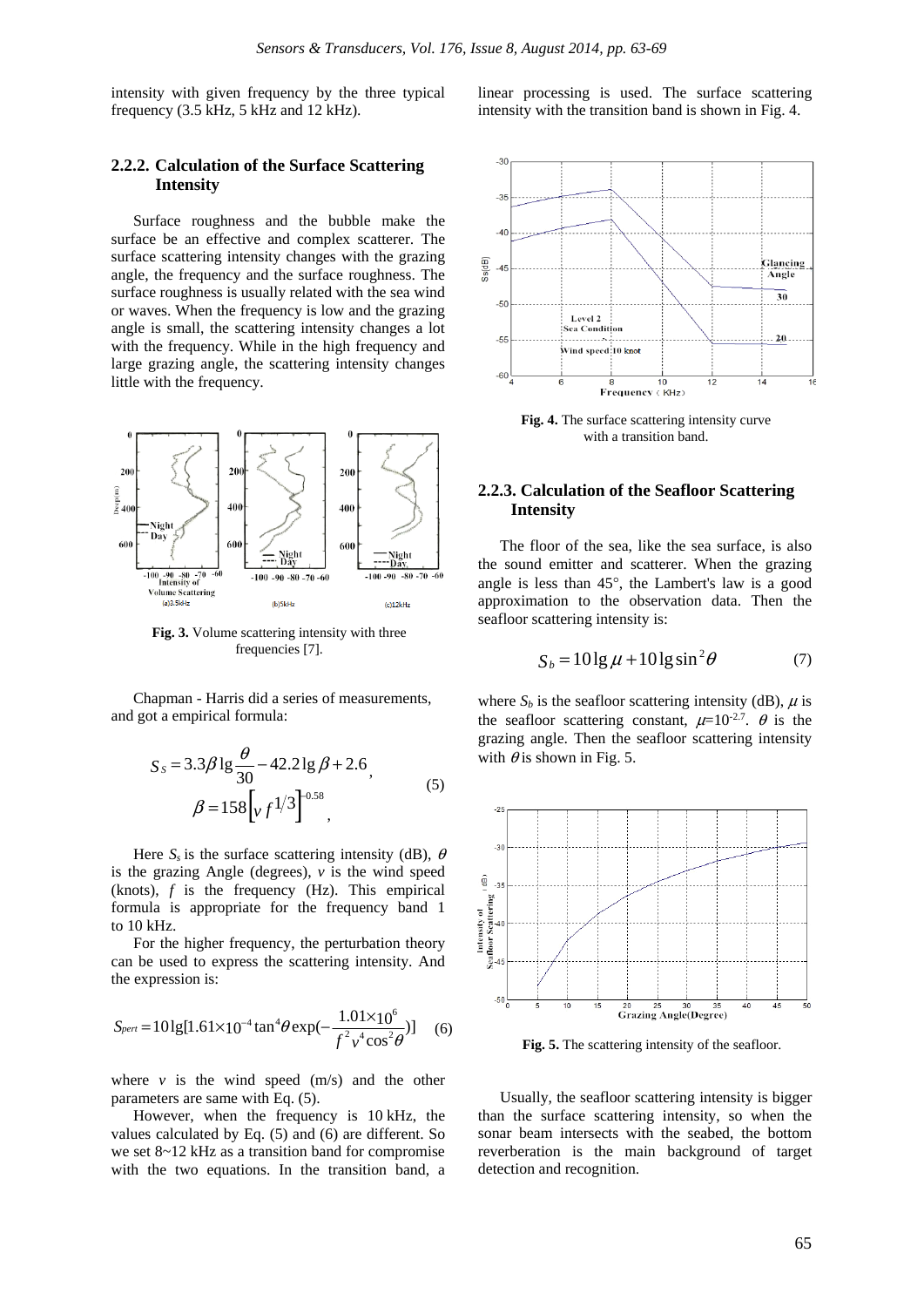intensity with given frequency by the three typical frequency (3.5 kHz, 5 kHz and 12 kHz).

### 2.2.2. Calculation of the Surface Scattering Intensity

Surface roughness and the bubble make the surface be an effective and complex scatterer. The surface scattering intensity changes with the grazing angle, the frequency and the surface roughness. The surface roughness is usually related with the sea wind or waves. When the frequency is low and the grazing angle is small, the scattering intensity changes a lot with the frequency. While in the high frequency and large grazing angle, the scattering intensity changes little with the frequency.

**Fig. 3.** Volume scattering intensity with three frequencies [7].

Chapman - Harris did a series of measurements, and got a empirical formula:

$$S_S = 3.3\beta \lg\frac{\theta}{30} - 42.2\lg\beta + 2.6,$$
$$\beta = 158\left[v f^{1/3}\right]^{-0.58}, \tag{5}$$

Here $S_s$ is the surface scattering intensity (dB), $\theta$ is the grazing Angle (degrees), $v$ is the wind speed (knots), $f$ is the frequency (Hz). This empirical formula is appropriate for the frequency band 1 to 10 kHz.

For the higher frequency, the perturbation theory can be used to express the scattering intensity. And the expression is:

$$S_{pert} = 10\lg[1.61\times10^{-4}\tan^4\theta \exp(-\frac{1.01\times10^6}{f^2 v^4 \cos^2\theta})] \tag{6}$$

where $v$ is the wind speed (m/s) and the other parameters are same with Eq. (5).

However, when the frequency is 10 kHz, the values calculated by Eq. (5) and (6) are different. So we set 8~12 kHz as a transition band for compromise with the two equations. In the transition band, a linear processing is used. The surface scattering intensity with the transition band is shown in Fig. 4.

**Fig. 4.** The surface scattering intensity curve with a transition band.

### 2.2.3. Calculation of the Seafloor Scattering Intensity

The floor of the sea, like the sea surface, is also the sound emitter and scatterer. When the grazing angle is less than 45°, the Lambert's law is a good approximation to the observation data. Then the seafloor scattering intensity is:

$$S_b = 10\lg\mu + 10\lg\sin^2\theta \tag{7}$$

where $S_b$ is the seafloor scattering intensity (dB), $\mu$ is the seafloor scattering constant, $\mu=10^{-2.7}$. $\theta$ is the grazing angle. Then the seafloor scattering intensity with $\theta$ is shown in Fig. 5.

**Fig. 5.** The scattering intensity of the seafloor.

Usually, the seafloor scattering intensity is bigger than the surface scattering intensity, so when the sonar beam intersects with the seabed, the bottom reverberation is the main background of target detection and recognition.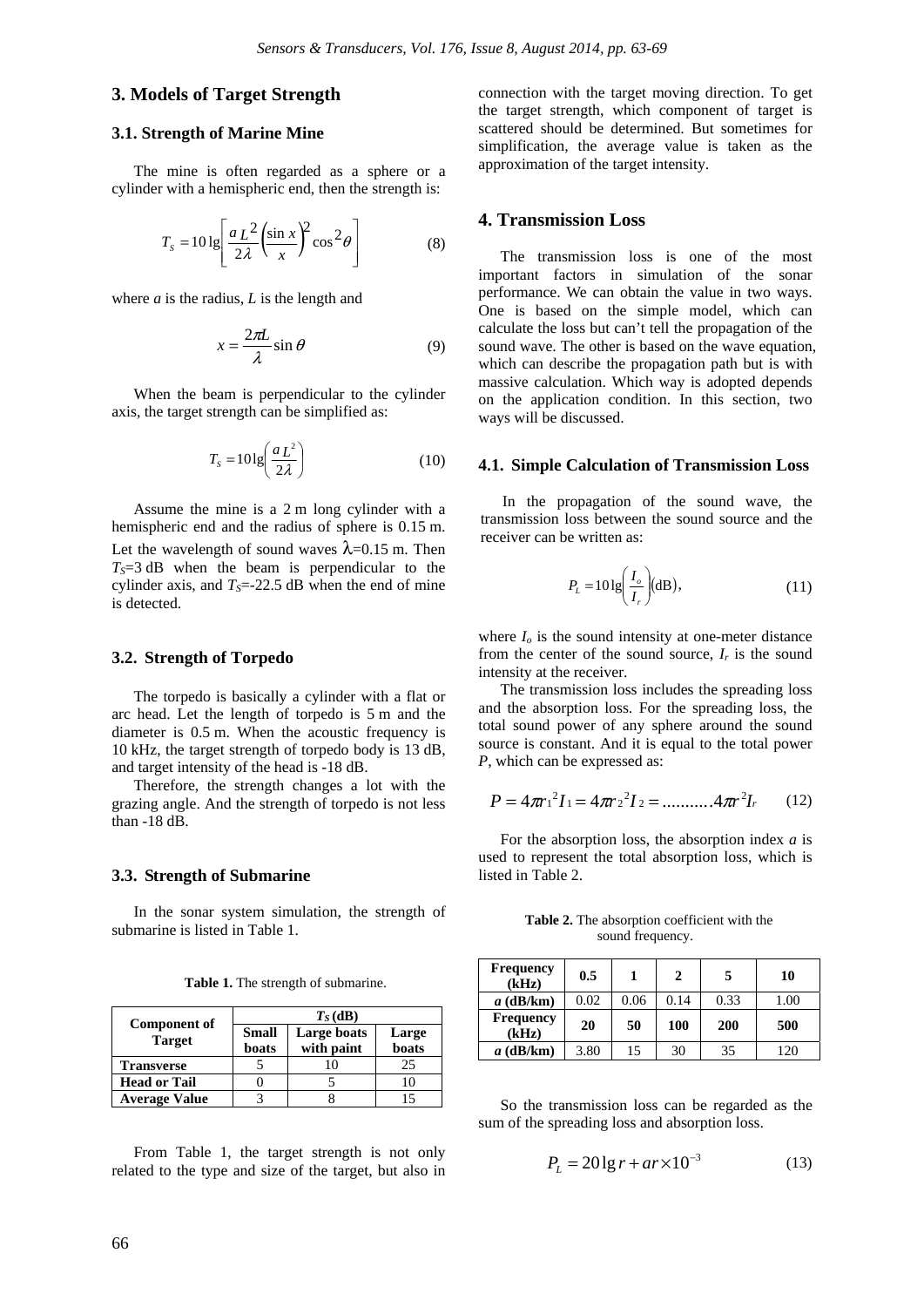## 3. Models of Target Strength

### 3.1. Strength of Marine Mine

The mine is often regarded as a sphere or a cylinder with a hemispheric end, then the strength is:

$$T_S = 10\lg\left[\frac{aL^2}{2\lambda}\left(\frac{\sin x}{x}\right)^2\cos^2\theta\right] \tag{8}$$

where *a* is the radius, *L* is the length and

$$x = \frac{2\pi L}{\lambda}\sin\theta \tag{9}$$

When the beam is perpendicular to the cylinder axis, the target strength can be simplified as:

$$T_S = 10\lg\left(\frac{aL^2}{2\lambda}\right) \tag{10}$$

Assume the mine is a 2 m long cylinder with a hemispheric end and the radius of sphere is 0.15 m. Let the wavelength of sound waves $\lambda$=0.15 m. Then $T_S$=3 dB when the beam is perpendicular to the cylinder axis, and $T_S$=-22.5 dB when the end of mine is detected.

### 3.2. Strength of Torpedo

The torpedo is basically a cylinder with a flat or arc head. Let the length of torpedo is 5 m and the diameter is 0.5 m. When the acoustic frequency is 10 kHz, the target strength of torpedo body is 13 dB, and target intensity of the head is -18 dB.

Therefore, the strength changes a lot with the grazing angle. And the strength of torpedo is not less than -18 dB.

### 3.3. Strength of Submarine

In the sonar system simulation, the strength of submarine is listed in Table 1.

**Table 1.** The strength of submarine.

| Component of Target | $T_S$ (dB) | | |
|---|---|---|---|
| | Small boats | Large boats with paint | Large boats |
| **Transverse** | 5 | 10 | 25 |
| **Head or Tail** | 0 | 5 | 10 |
| **Average Value** | 3 | 8 | 15 |

From Table 1, the target strength is not only related to the type and size of the target, but also in connection with the target moving direction. To get the target strength, which component of target is scattered should be determined. But sometimes for simplification, the average value is taken as the approximation of the target intensity.

## 4. Transmission Loss

The transmission loss is one of the most important factors in simulation of the sonar performance. We can obtain the value in two ways. One is based on the simple model, which can calculate the loss but can't tell the propagation of the sound wave. The other is based on the wave equation, which can describe the propagation path but is with massive calculation. Which way is adopted depends on the application condition. In this section, two ways will be discussed.

### 4.1. Simple Calculation of Transmission Loss

In the propagation of the sound wave, the transmission loss between the sound source and the receiver can be written as:

$$P_L = 10\lg\left(\frac{I_o}{I_r}\right)(\text{dB}), \tag{11}$$

where $I_o$ is the sound intensity at one-meter distance from the center of the sound source, $I_r$ is the sound intensity at the receiver.

The transmission loss includes the spreading loss and the absorption loss. For the spreading loss, the total sound power of any sphere around the sound source is constant. And it is equal to the total power *P*, which can be expressed as:

$$P = 4\pi r_1^2 I_1 = 4\pi r_2^2 I_2 = \text{..........} 4\pi r^2 I_r \tag{12}$$

For the absorption loss, the absorption index *a* is used to represent the total absorption loss, which is listed in Table 2.

**Table 2.** The absorption coefficient with the sound frequency.

| **Frequency (kHz)** | **0.5** | **1** | **2** | **5** | **10** |
|---|---|---|---|---|---|
| ***a*** **(dB/km)** | 0.02 | 0.06 | 0.14 | 0.33 | 1.00 |
| **Frequency (kHz)** | **20** | **50** | **100** | **200** | **500** |
| ***a*** **(dB/km)** | 3.80 | 15 | 30 | 35 | 120 |

So the transmission loss can be regarded as the sum of the spreading loss and absorption loss.

$$P_L = 20\lg r + ar \times 10^{-3} \tag{13}$$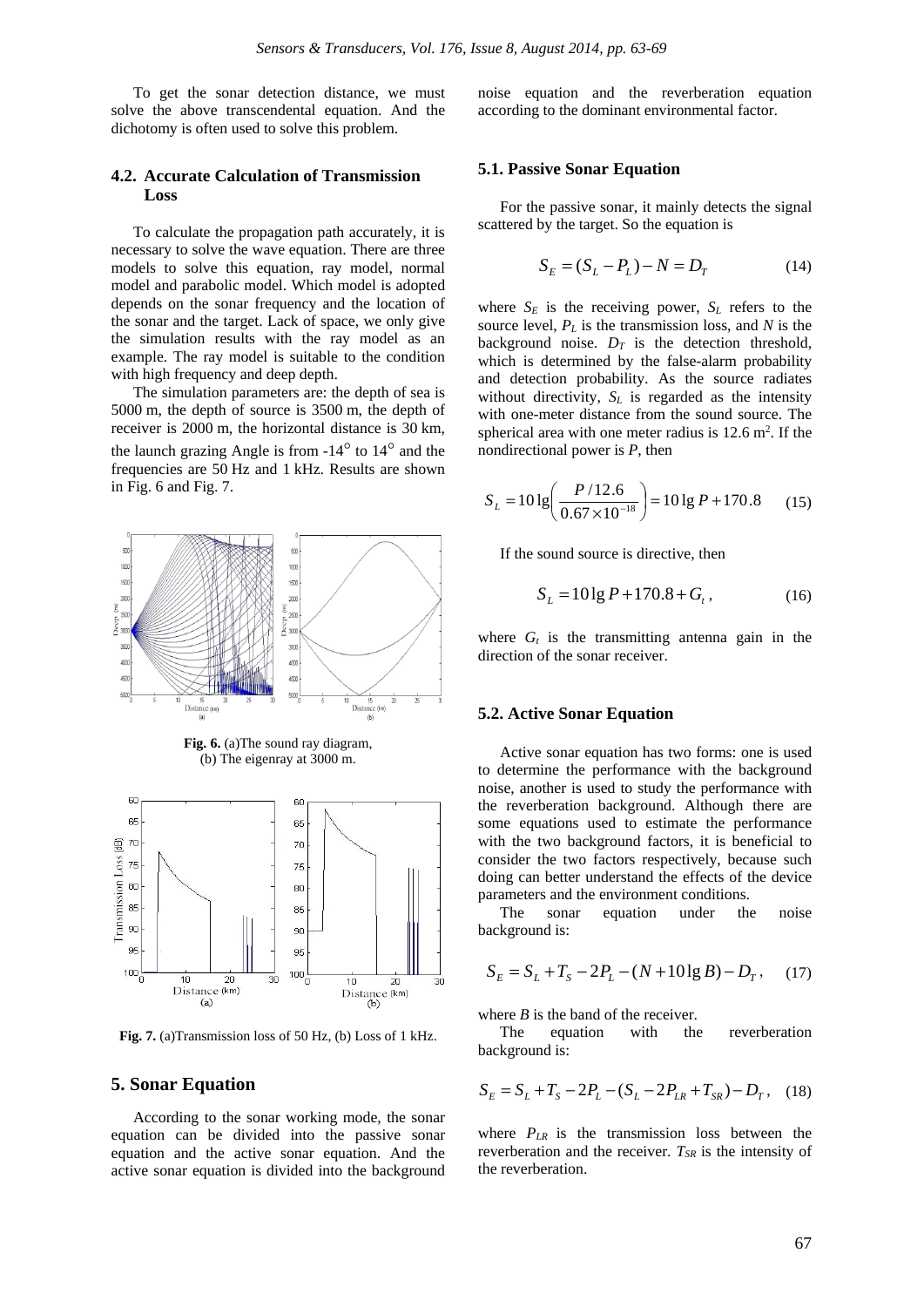To get the sonar detection distance, we must solve the above transcendental equation. And the dichotomy is often used to solve this problem.

### 4.2. Accurate Calculation of Transmission Loss

To calculate the propagation path accurately, it is necessary to solve the wave equation. There are three models to solve this equation, ray model, normal model and parabolic model. Which model is adopted depends on the sonar frequency and the location of the sonar and the target. Lack of space, we only give the simulation results with the ray model as an example. The ray model is suitable to the condition with high frequency and deep depth.

The simulation parameters are: the depth of sea is 5000 m, the depth of source is 3500 m, the depth of receiver is 2000 m, the horizontal distance is 30 km, the launch grazing Angle is from -14° to 14° and the frequencies are 50 Hz and 1 kHz. Results are shown in Fig. 6 and Fig. 7.

**Fig. 6.** (a)The sound ray diagram, (b) The eigenray at 3000 m.

**Fig. 7.** (a)Transmission loss of 50 Hz, (b) Loss of 1 kHz.

## 5. Sonar Equation

According to the sonar working mode, the sonar equation can be divided into the passive sonar equation and the active sonar equation. And the active sonar equation is divided into the background noise equation and the reverberation equation according to the dominant environmental factor.

### 5.1. Passive Sonar Equation

For the passive sonar, it mainly detects the signal scattered by the target. So the equation is

$$S_E = (S_L - P_L) - N = D_T \tag{14}$$

where $S_E$ is the receiving power, $S_L$ refers to the source level, $P_L$ is the transmission loss, and $N$ is the background noise. $D_T$ is the detection threshold, which is determined by the false-alarm probability and detection probability. As the source radiates without directivity, $S_L$ is regarded as the intensity with one-meter distance from the sound source. The spherical area with one meter radius is 12.6 m$^2$. If the nondirectional power is $P$, then

$$S_L = 10\lg\left(\frac{P/12.6}{0.67\times10^{-18}}\right) = 10\lg P + 170.8 \tag{15}$$

If the sound source is directive, then

$$S_L = 10\lg P + 170.8 + G_t\,, \tag{16}$$

where $G_t$ is the transmitting antenna gain in the direction of the sonar receiver.

### 5.2. Active Sonar Equation

Active sonar equation has two forms: one is used to determine the performance with the background noise, another is used to study the performance with the reverberation background. Although there are some equations used to estimate the performance with the two background factors, it is beneficial to consider the two factors respectively, because such doing can better understand the effects of the device parameters and the environment conditions.

The sonar equation under the noise background is:

$$S_E = S_L + T_S - 2P_L - (N + 10\lg B) - D_T\,, \tag{17}$$

where $B$ is the band of the receiver.

The equation with the reverberation background is:

$$S_E = S_L + T_S - 2P_L - (S_L - 2P_{LR} + T_{SR}) - D_T\,, \tag{18}$$

where $P_{LR}$ is the transmission loss between the reverberation and the receiver. $T_{SR}$ is the intensity of the reverberation.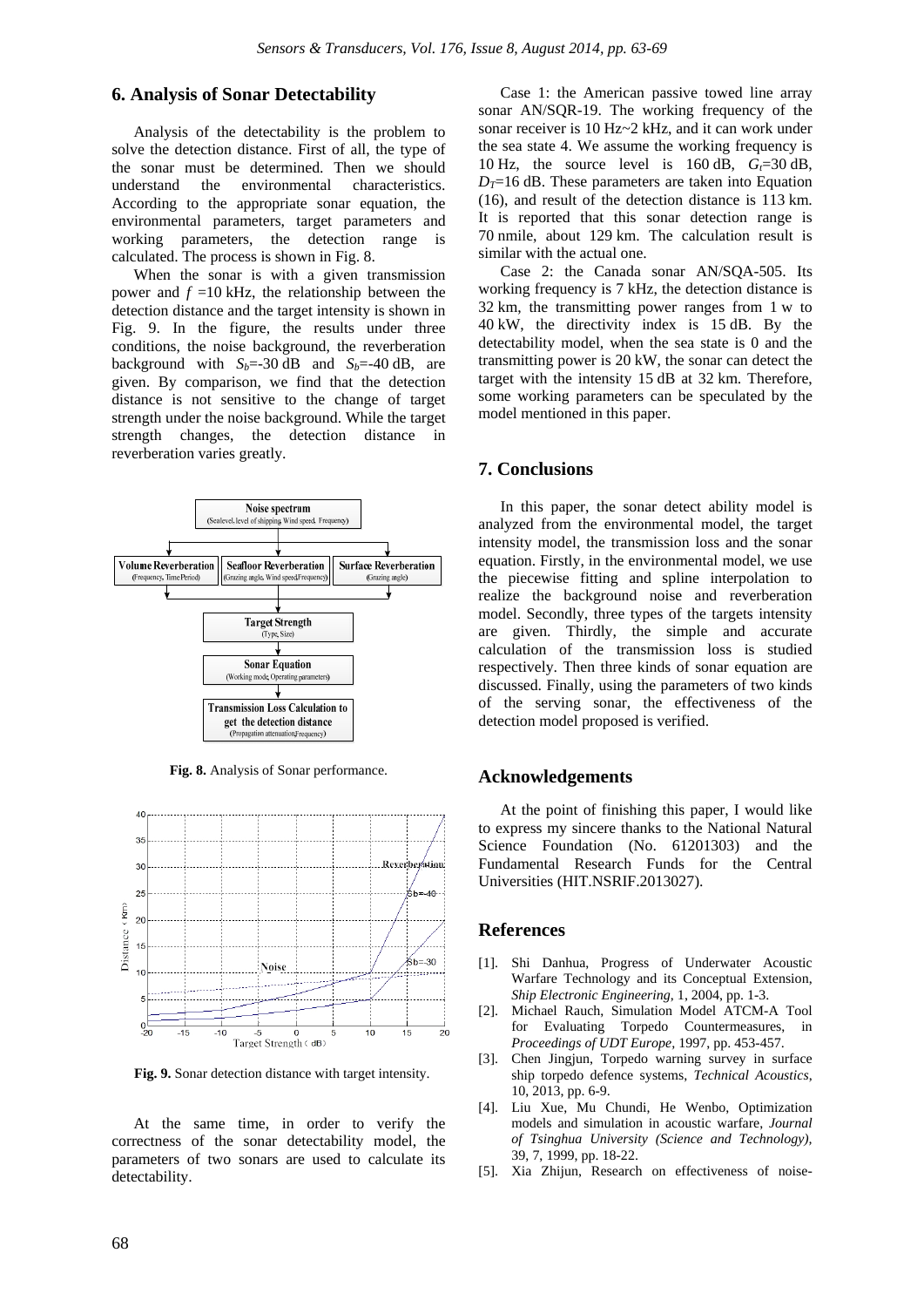## 6. Analysis of Sonar Detectability

Analysis of the detectability is the problem to solve the detection distance. First of all, the type of the sonar must be determined. Then we should understand the environmental characteristics. According to the appropriate sonar equation, the environmental parameters, target parameters and working parameters, the detection range is calculated. The process is shown in Fig. 8.

When the sonar is with a given transmission power and $f$ =10 kHz, the relationship between the detection distance and the target intensity is shown in Fig. 9. In the figure, the results under three conditions, the noise background, the reverberation background with $S_b$=-30 dB and $S_b$=-40 dB, are given. By comparison, we find that the detection distance is not sensitive to the change of target strength under the noise background. While the target strength changes, the detection distance in reverberation varies greatly.

**Fig. 8.** Analysis of Sonar performance.

**Fig. 9.** Sonar detection distance with target intensity.

At the same time, in order to verify the correctness of the sonar detectability model, the parameters of two sonars are used to calculate its detectability.

Case 1: the American passive towed line array sonar AN/SQR-19. The working frequency of the sonar receiver is 10 Hz~2 kHz, and it can work under the sea state 4. We assume the working frequency is 10 Hz, the source level is 160 dB, $G_t$=30 dB, $D_T$=16 dB. These parameters are taken into Equation (16), and result of the detection distance is 113 km. It is reported that this sonar detection range is 70 nmile, about 129 km. The calculation result is similar with the actual one.

Case 2: the Canada sonar AN/SQA-505. Its working frequency is 7 kHz, the detection distance is 32 km, the transmitting power ranges from 1 w to 40 kW, the directivity index is 15 dB. By the detectability model, when the sea state is 0 and the transmitting power is 20 kW, the sonar can detect the target with the intensity 15 dB at 32 km. Therefore, some working parameters can be speculated by the model mentioned in this paper.

## 7. Conclusions

In this paper, the sonar detect ability model is analyzed from the environmental model, the target intensity model, the transmission loss and the sonar equation. Firstly, in the environmental model, we use the piecewise fitting and spline interpolation to realize the background noise and reverberation model. Secondly, three types of the targets intensity are given. Thirdly, the simple and accurate calculation of the transmission loss is studied respectively. Then three kinds of sonar equation are discussed. Finally, using the parameters of two kinds of the serving sonar, the effectiveness of the detection model proposed is verified.

## Acknowledgements

At the point of finishing this paper, I would like to express my sincere thanks to the National Natural Science Foundation (No. 61201303) and the Fundamental Research Funds for the Central Universities (HIT.NSRIF.2013027).

## References

[1]. Shi Danhua, Progress of Underwater Acoustic Warfare Technology and its Conceptual Extension, *Ship Electronic Engineering*, 1, 2004, pp. 1-3.

[2]. Michael Rauch, Simulation Model ATCM-A Tool for Evaluating Torpedo Countermeasures, in *Proceedings of UDT Europe*, 1997, pp. 453-457.

[3]. Chen Jingjun, Torpedo warning survey in surface ship torpedo defence systems, *Technical Acoustics*, 10, 2013, pp. 6-9.

[4]. Liu Xue, Mu Chundi, He Wenbo, Optimization models and simulation in acoustic warfare, *Journal of Tsinghua University (Science and Technology)*, 39, 7, 1999, pp. 18-22.

[5]. Xia Zhijun, Research on effectiveness of noise-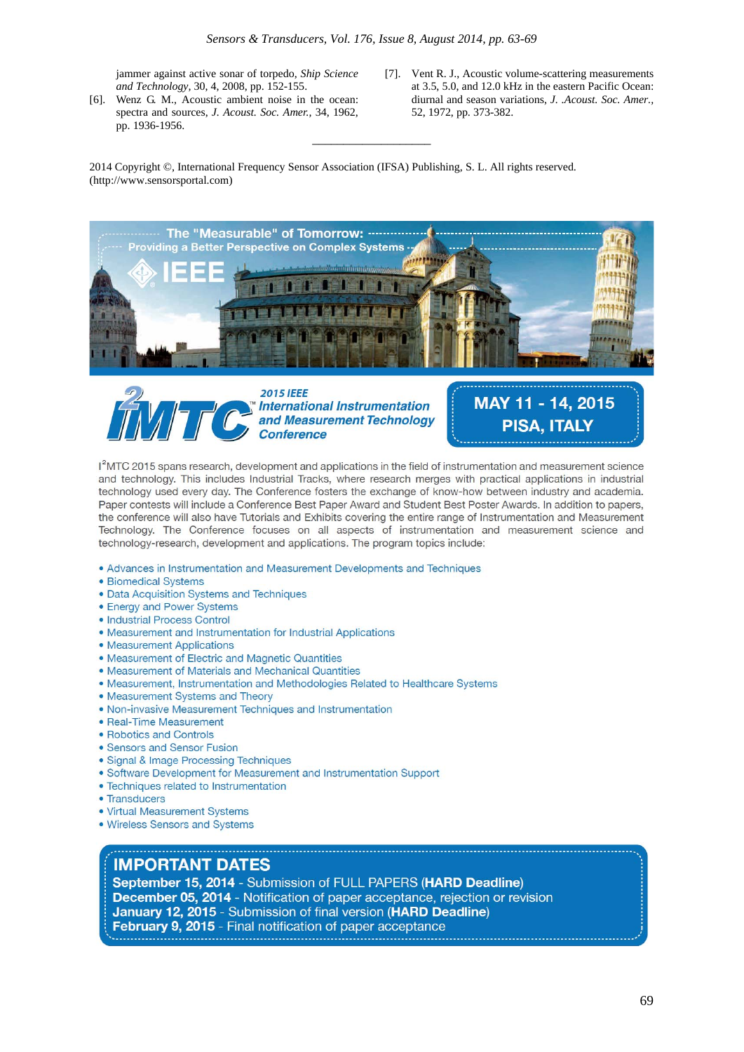jammer against active sonar of torpedo, *Ship Science and Technology*, 30, 4, 2008, pp. 152-155.

[6]. Wenz G. M., Acoustic ambient noise in the ocean: spectra and sources, *J. Acoust. Soc. Amer.*, 34, 1962, pp. 1936-1956.

[7]. Vent R. J., Acoustic volume-scattering measurements at 3.5, 5.0, and 12.0 kHz in the eastern Pacific Ocean: diurnal and season variations, *J. .Acoust. Soc. Amer.*, 52, 1972, pp. 373-382.

---

2014 Copyright ©, International Frequency Sensor Association (IFSA) Publishing, S. L. All rights reserved. (http://www.sensorsportal.com)

The "Measurable" of Tomorrow:
Providing a Better Perspective on Complex Systems

IEEE

**I²MTC** — 2015 IEEE International Instrumentation and Measurement Technology Conference

**MAY 11 - 14, 2015**
**PISA, ITALY**

I²MTC 2015 spans research, development and applications in the field of instrumentation and measurement science and technology. This includes Industrial Tracks, where research merges with practical applications in industrial technology used every day. The Conference fosters the exchange of know-how between industry and academia. Paper contests will include a Conference Best Paper Award and Student Best Poster Awards. In addition to papers, the conference will also have Tutorials and Exhibits covering the entire range of Instrumentation and Measurement Technology. The Conference focuses on all aspects of instrumentation and measurement science and technology-research, development and applications. The program topics include:

- Advances in Instrumentation and Measurement Developments and Techniques
- Biomedical Systems
- Data Acquisition Systems and Techniques
- Energy and Power Systems
- Industrial Process Control
- Measurement and Instrumentation for Industrial Applications
- Measurement Applications
- Measurement of Electric and Magnetic Quantities
- Measurement of Materials and Mechanical Quantities
- Measurement, Instrumentation and Methodologies Related to Healthcare Systems
- Measurement Systems and Theory
- Non-invasive Measurement Techniques and Instrumentation
- Real-Time Measurement
- Robotics and Controls
- Sensors and Sensor Fusion
- Signal & Image Processing Techniques
- Software Development for Measurement and Instrumentation Support
- Techniques related to Instrumentation
- Transducers
- Virtual Measurement Systems
- Wireless Sensors and Systems

## IMPORTANT DATES

**September 15, 2014** - Submission of FULL PAPERS (**HARD Deadline**)
**December 05, 2014** - Notification of paper acceptance, rejection or revision
**January 12, 2015** - Submission of final version (**HARD Deadline**)
**February 9, 2015** - Final notification of paper acceptance